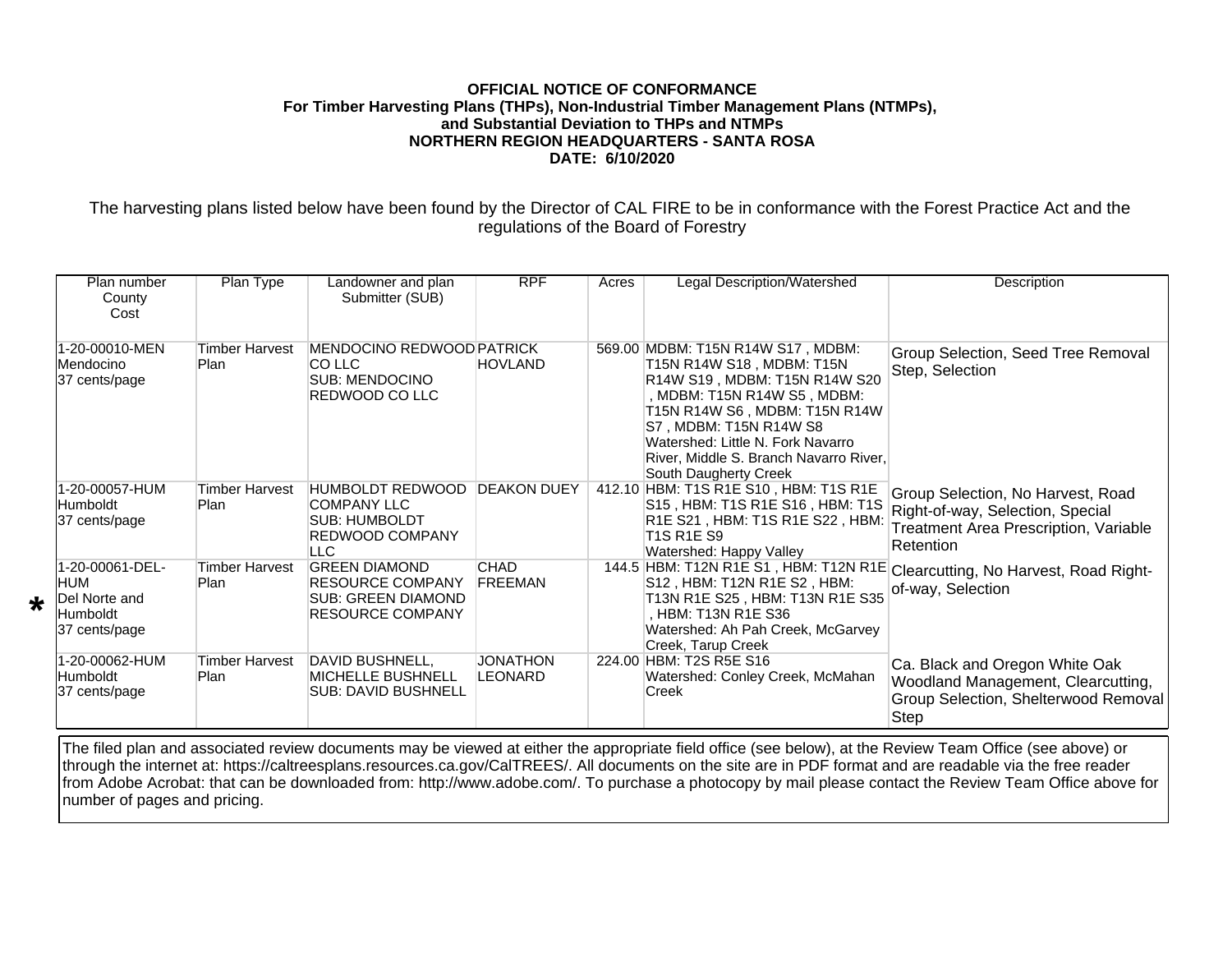**OFFICIAL NOTICE OF CONFORMANCE**
**For Timber Harvesting Plans (THPs), Non-Industrial Timber Management Plans (NTMPs), and Substantial Deviation to THPs and NTMPs**
**NORTHERN REGION HEADQUARTERS - SANTA ROSA**
**DATE: 6/10/2020**

The harvesting plans listed below have been found by the Director of CAL FIRE to be in conformance with the Forest Practice Act and the regulations of the Board of Forestry

| Plan number County Cost | Plan Type | Landowner and plan Submitter (SUB) | RPF | Acres | Legal Description/Watershed | Description |
|---|---|---|---|---|---|---|
| 1-20-00010-MEN Mendocino 37 cents/page | Timber Harvest Plan | MENDOCINO REDWOOD CO LLC SUB: MENDOCINO REDWOOD CO LLC | PATRICK HOVLAND | 569.00 | MDBM: T15N R14W S17 , MDBM: T15N R14W S18 , MDBM: T15N R14W S19 , MDBM: T15N R14W S20 , MDBM: T15N R14W S5 , MDBM: T15N R14W S6 , MDBM: T15N R14W S7 , MDBM: T15N R14W S8 Watershed: Little N. Fork Navarro River, Middle S. Branch Navarro River, South Daugherty Creek | Group Selection, Seed Tree Removal Step, Selection |
| 1-20-00057-HUM Humboldt 37 cents/page | Timber Harvest Plan | HUMBOLDT REDWOOD COMPANY LLC SUB: HUMBOLDT REDWOOD COMPANY LLC | DEAKON DUEY | 412.10 | HBM: T1S R1E S10 , HBM: T1S R1E S15 , HBM: T1S R1E S16 , HBM: T1S R1E S21 , HBM: T1S R1E S22 , HBM: T1S R1E S9 Watershed: Happy Valley | Group Selection, No Harvest, Road Right-of-way, Selection, Special Treatment Area Prescription, Variable Retention |
| * 1-20-00061-DEL-HUM Del Norte and Humboldt 37 cents/page | Timber Harvest Plan | GREEN DIAMOND RESOURCE COMPANY SUB: GREEN DIAMOND RESOURCE COMPANY | CHAD FREEMAN | 144.5 | HBM: T12N R1E S1 , HBM: T12N R1E S12 , HBM: T12N R1E S2 , HBM: T13N R1E S25 , HBM: T13N R1E S35 , HBM: T13N R1E S36 Watershed: Ah Pah Creek, McGarvey Creek, Tarup Creek | Clearcutting, No Harvest, Road Right-of-way, Selection |
| 1-20-00062-HUM Humboldt 37 cents/page | Timber Harvest Plan | DAVID BUSHNELL, MICHELLE BUSHNELL SUB: DAVID BUSHNELL | JONATHON LEONARD | 224.00 | HBM: T2S R5E S16 Watershed: Conley Creek, McMahan Creek | Ca. Black and Oregon White Oak Woodland Management, Clearcutting, Group Selection, Shelterwood Removal Step |

The filed plan and associated review documents may be viewed at either the appropriate field office (see below), at the Review Team Office (see above) or through the internet at: https://caltreesplans.resources.ca.gov/CalTREES/. All documents on the site are in PDF format and are readable via the free reader from Adobe Acrobat: that can be downloaded from: http://www.adobe.com/. To purchase a photocopy by mail please contact the Review Team Office above for number of pages and pricing.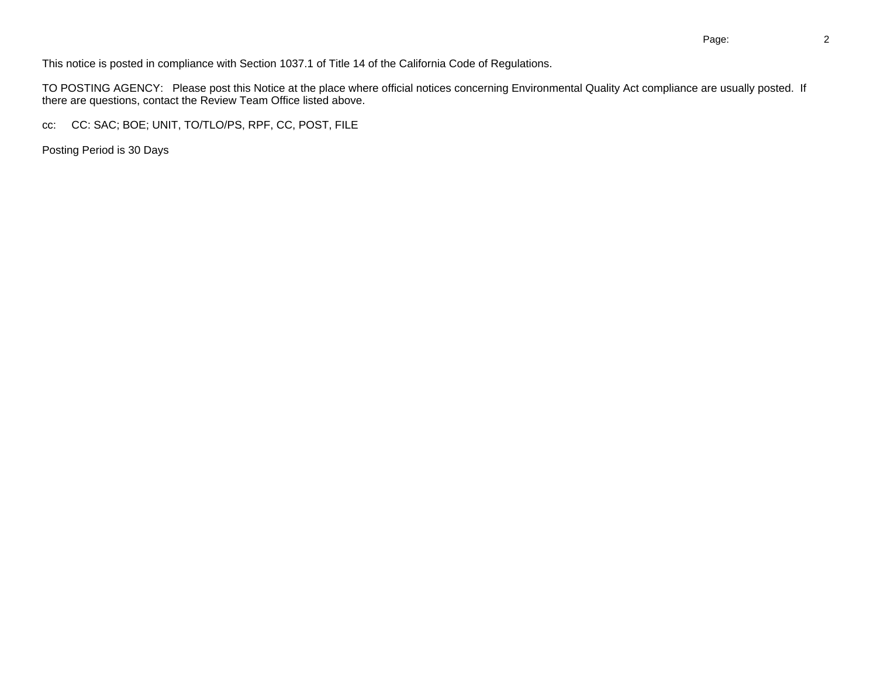This notice is posted in compliance with Section 1037.1 of Title 14 of the California Code of Regulations.

TO POSTING AGENCY: Please post this Notice at the place where official notices concerning Environmental Quality Act compliance are usually posted. If there are questions, contact the Review Team Office listed above.

cc: CC: SAC; BOE; UNIT, TO/TLO/PS, RPF, CC, POST, FILE

Posting Period is 30 Days